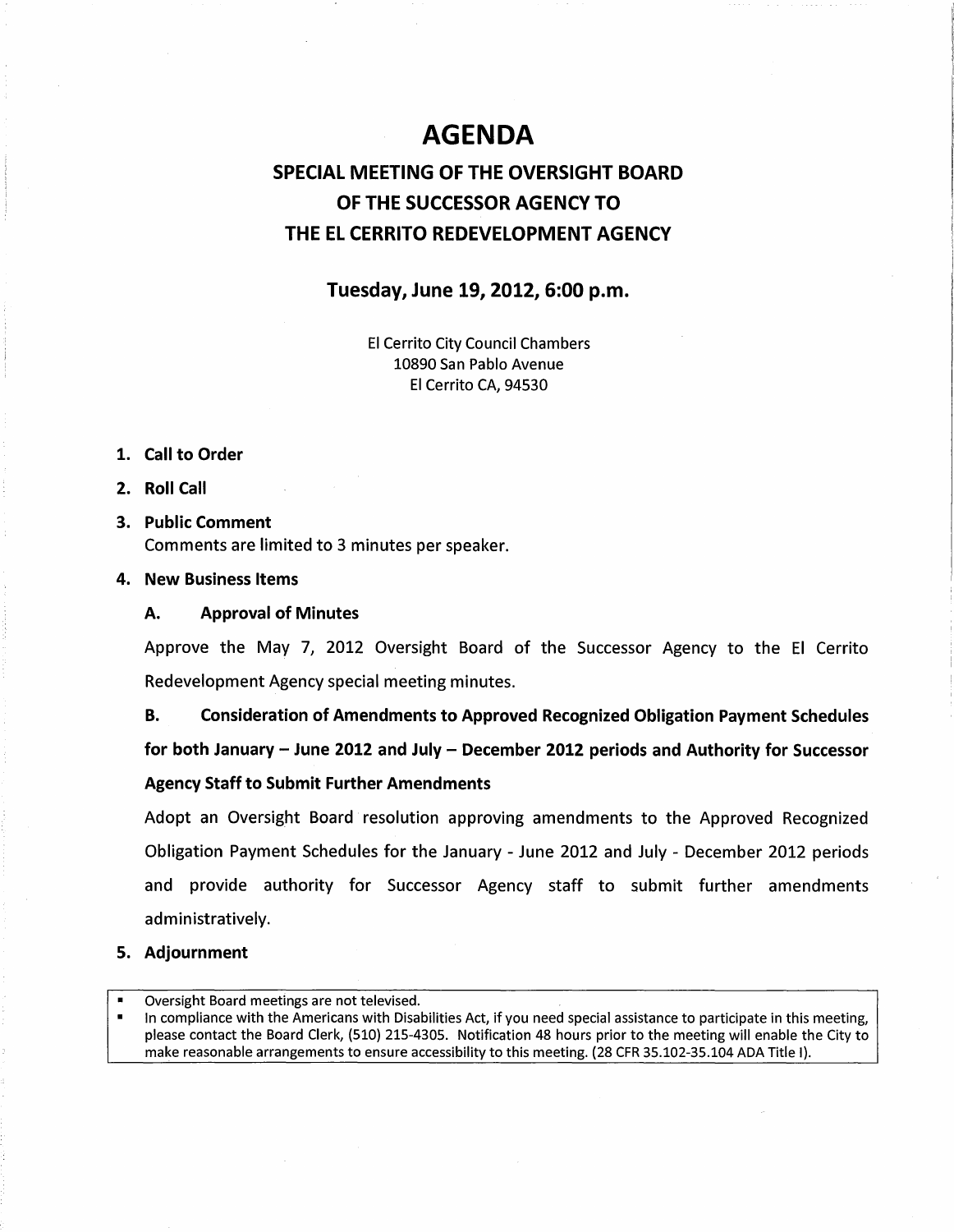# AGENDA

## SPECIAL MEETING OF THE OVERSIGHT BOARD OF THE SUCCESSOR AGENCY TO THE EL CERRITO REDEVELOPMENT AGENCY

### Tuesday, June 19, 2012, 6:00 p.m.

El Cerrito City Council Chambers
10890 San Pablo Avenue
El Cerrito CA, 94530

1. **Call to Order**
2. **Roll Call**
3. **Public Comment**
   Comments are limited to 3 minutes per speaker.
4. **New Business Items**

   **A. Approval of Minutes**

   Approve the May 7, 2012 Oversight Board of the Successor Agency to the El Cerrito Redevelopment Agency special meeting minutes.

   **B. Consideration of Amendments to Approved Recognized Obligation Payment Schedules for both January – June 2012 and July – December 2012 periods and Authority for Successor Agency Staff to Submit Further Amendments**

   Adopt an Oversight Board resolution approving amendments to the Approved Recognized Obligation Payment Schedules for the January - June 2012 and July - December 2012 periods and provide authority for Successor Agency staff to submit further amendments administratively.

5. **Adjournment**

---

- Oversight Board meetings are not televised.
- In compliance with the Americans with Disabilities Act, if you need special assistance to participate in this meeting, please contact the Board Clerk, (510) 215-4305. Notification 48 hours prior to the meeting will enable the City to make reasonable arrangements to ensure accessibility to this meeting. (28 CFR 35.102-35.104 ADA Title I).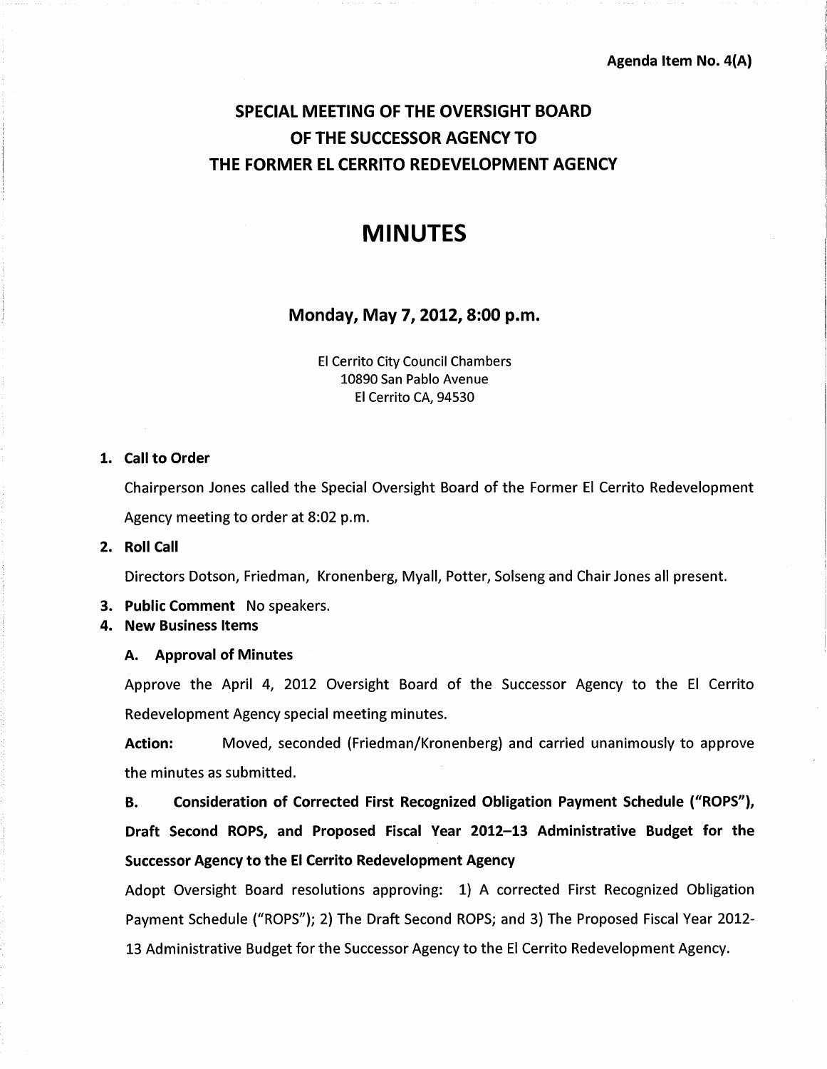Agenda Item No. 4(A)

# SPECIAL MEETING OF THE OVERSIGHT BOARD OF THE SUCCESSOR AGENCY TO THE FORMER EL CERRITO REDEVELOPMENT AGENCY

# MINUTES

## Monday, May 7, 2012, 8:00 p.m.

El Cerrito City Council Chambers
10890 San Pablo Avenue
El Cerrito CA, 94530

1. **Call to Order**

   Chairperson Jones called the Special Oversight Board of the Former El Cerrito Redevelopment Agency meeting to order at 8:02 p.m.

2. **Roll Call**

   Directors Dotson, Friedman, Kronenberg, Myall, Potter, Solseng and Chair Jones all present.

3. **Public Comment** No speakers.

4. **New Business Items**

   **A. Approval of Minutes**

   Approve the April 4, 2012 Oversight Board of the Successor Agency to the El Cerrito Redevelopment Agency special meeting minutes.

   **Action:** Moved, seconded (Friedman/Kronenberg) and carried unanimously to approve the minutes as submitted.

   **B. Consideration of Corrected First Recognized Obligation Payment Schedule ("ROPS"), Draft Second ROPS, and Proposed Fiscal Year 2012–13 Administrative Budget for the Successor Agency to the El Cerrito Redevelopment Agency**

   Adopt Oversight Board resolutions approving: 1) A corrected First Recognized Obligation Payment Schedule ("ROPS"); 2) The Draft Second ROPS; and 3) The Proposed Fiscal Year 2012-13 Administrative Budget for the Successor Agency to the El Cerrito Redevelopment Agency.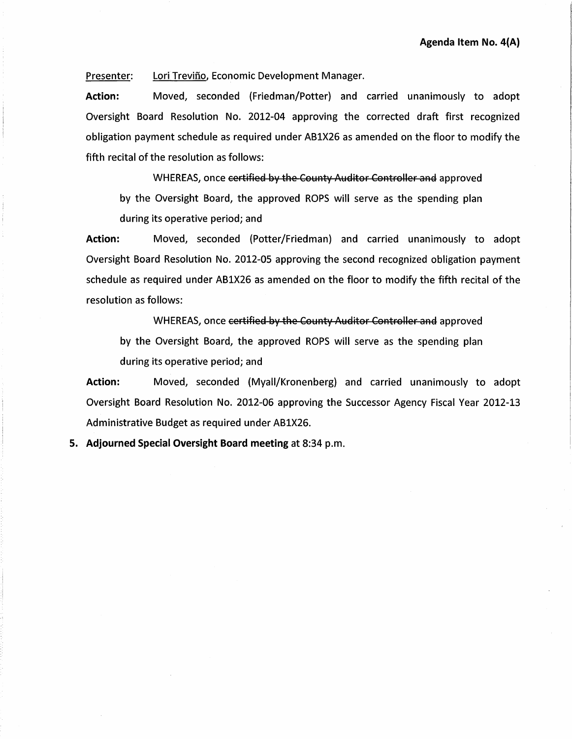**Agenda Item No. 4(A)**

Presenter: Lori Treviño, Economic Development Manager.

**Action:** Moved, seconded (Friedman/Potter) and carried unanimously to adopt Oversight Board Resolution No. 2012-04 approving the corrected draft first recognized obligation payment schedule as required under AB1X26 as amended on the floor to modify the fifth recital of the resolution as follows:

> WHEREAS, once ~~certified by the County Auditor Controller and~~ approved by the Oversight Board, the approved ROPS will serve as the spending plan during its operative period; and

**Action:** Moved, seconded (Potter/Friedman) and carried unanimously to adopt Oversight Board Resolution No. 2012-05 approving the second recognized obligation payment schedule as required under AB1X26 as amended on the floor to modify the fifth recital of the resolution as follows:

> WHEREAS, once ~~certified by the County Auditor Controller and~~ approved by the Oversight Board, the approved ROPS will serve as the spending plan during its operative period; and

**Action:** Moved, seconded (Myall/Kronenberg) and carried unanimously to adopt Oversight Board Resolution No. 2012-06 approving the Successor Agency Fiscal Year 2012-13 Administrative Budget as required under AB1X26.

5. **Adjourned Special Oversight Board meeting** at 8:34 p.m.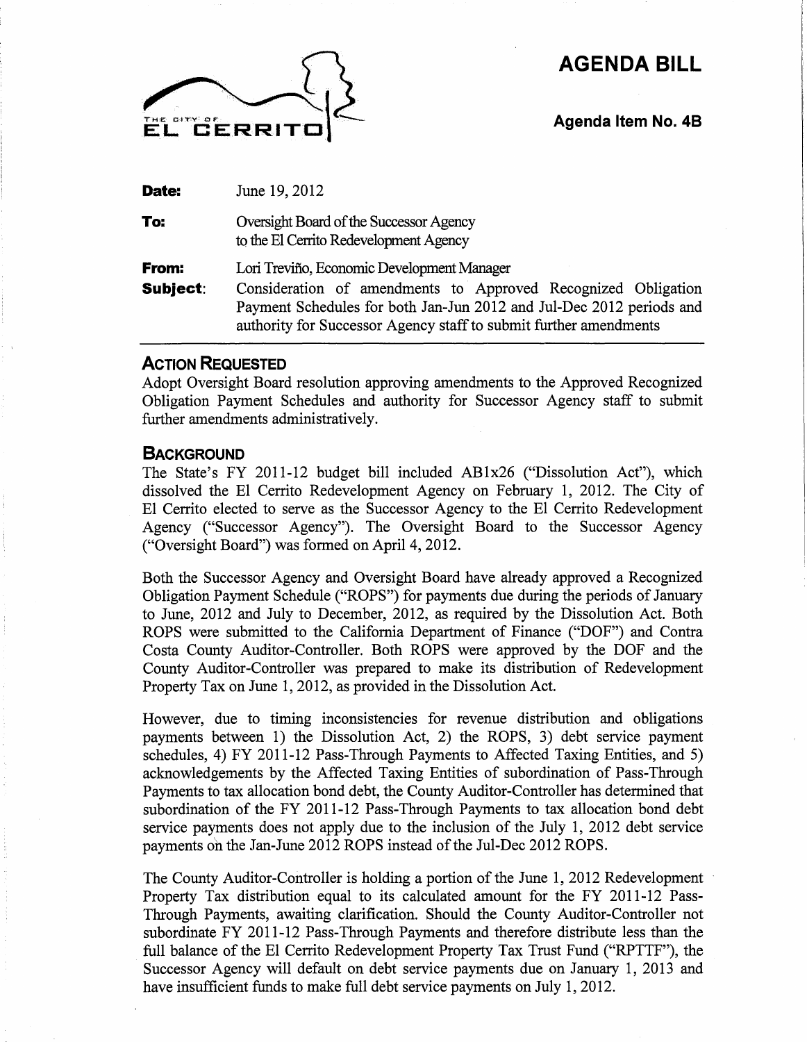# AGENDA BILL

**Agenda Item No. 4B**

| | |
|---|---|
| **Date:** | June 19, 2012 |
| **To:** | Oversight Board of the Successor Agency to the El Cerrito Redevelopment Agency |
| **From:** | Lori Treviño, Economic Development Manager |
| **Subject:** | Consideration of amendments to Approved Recognized Obligation Payment Schedules for both Jan-Jun 2012 and Jul-Dec 2012 periods and authority for Successor Agency staff to submit further amendments |

## ACTION REQUESTED

Adopt Oversight Board resolution approving amendments to the Approved Recognized Obligation Payment Schedules and authority for Successor Agency staff to submit further amendments administratively.

## BACKGROUND

The State's FY 2011-12 budget bill included AB1x26 ("Dissolution Act"), which dissolved the El Cerrito Redevelopment Agency on February 1, 2012. The City of El Cerrito elected to serve as the Successor Agency to the El Cerrito Redevelopment Agency ("Successor Agency"). The Oversight Board to the Successor Agency ("Oversight Board") was formed on April 4, 2012.

Both the Successor Agency and Oversight Board have already approved a Recognized Obligation Payment Schedule ("ROPS") for payments due during the periods of January to June, 2012 and July to December, 2012, as required by the Dissolution Act. Both ROPS were submitted to the California Department of Finance ("DOF") and Contra Costa County Auditor-Controller. Both ROPS were approved by the DOF and the County Auditor-Controller was prepared to make its distribution of Redevelopment Property Tax on June 1, 2012, as provided in the Dissolution Act.

However, due to timing inconsistencies for revenue distribution and obligations payments between 1) the Dissolution Act, 2) the ROPS, 3) debt service payment schedules, 4) FY 2011-12 Pass-Through Payments to Affected Taxing Entities, and 5) acknowledgements by the Affected Taxing Entities of subordination of Pass-Through Payments to tax allocation bond debt, the County Auditor-Controller has determined that subordination of the FY 2011-12 Pass-Through Payments to tax allocation bond debt service payments does not apply due to the inclusion of the July 1, 2012 debt service payments on the Jan-June 2012 ROPS instead of the Jul-Dec 2012 ROPS.

The County Auditor-Controller is holding a portion of the June 1, 2012 Redevelopment Property Tax distribution equal to its calculated amount for the FY 2011-12 Pass-Through Payments, awaiting clarification. Should the County Auditor-Controller not subordinate FY 2011-12 Pass-Through Payments and therefore distribute less than the full balance of the El Cerrito Redevelopment Property Tax Trust Fund ("RPTTF"), the Successor Agency will default on debt service payments due on January 1, 2013 and have insufficient funds to make full debt service payments on July 1, 2012.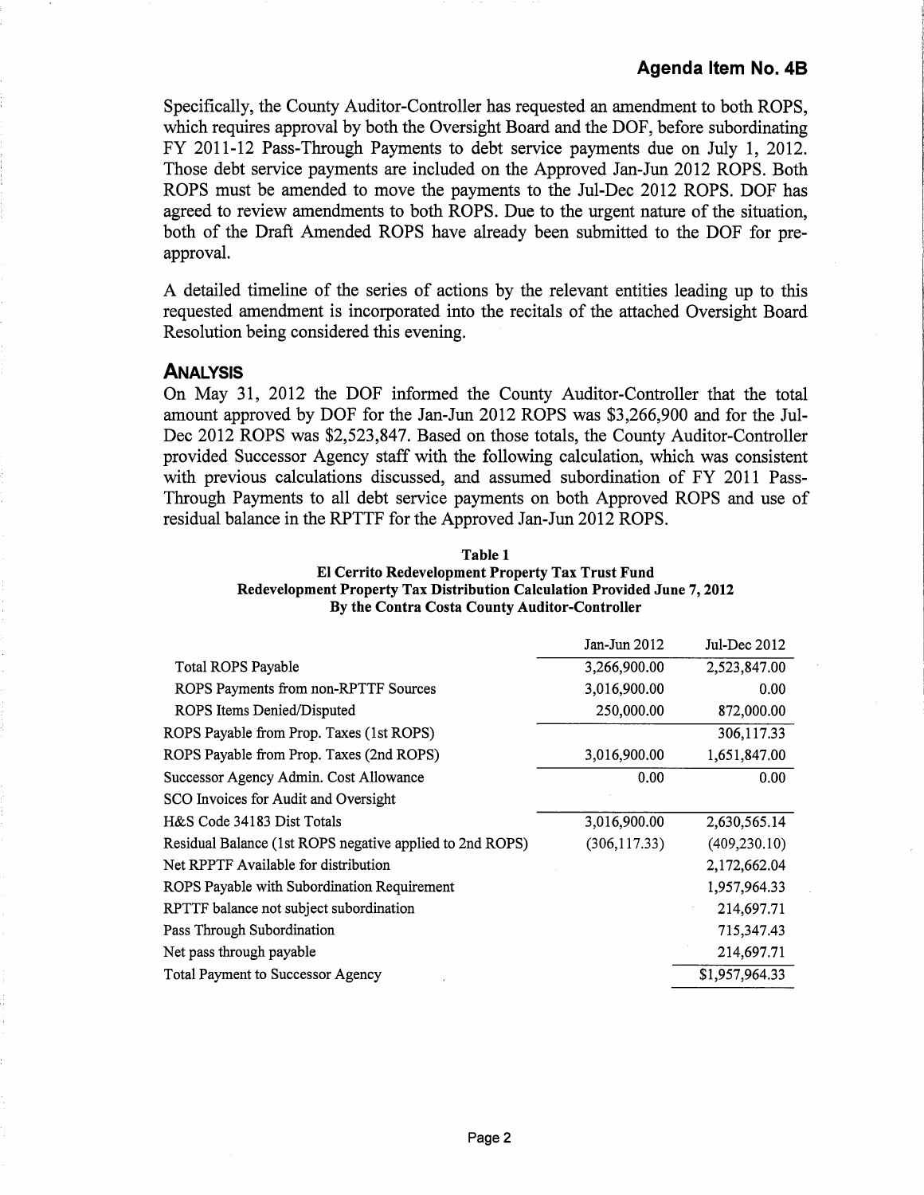**Agenda Item No. 4B**

Specifically, the County Auditor-Controller has requested an amendment to both ROPS, which requires approval by both the Oversight Board and the DOF, before subordinating FY 2011-12 Pass-Through Payments to debt service payments due on July 1, 2012. Those debt service payments are included on the Approved Jan-Jun 2012 ROPS. Both ROPS must be amended to move the payments to the Jul-Dec 2012 ROPS. DOF has agreed to review amendments to both ROPS. Due to the urgent nature of the situation, both of the Draft Amended ROPS have already been submitted to the DOF for pre-approval.

A detailed timeline of the series of actions by the relevant entities leading up to this requested amendment is incorporated into the recitals of the attached Oversight Board Resolution being considered this evening.

## ANALYSIS

On May 31, 2012 the DOF informed the County Auditor-Controller that the total amount approved by DOF for the Jan-Jun 2012 ROPS was $3,266,900 and for the Jul-Dec 2012 ROPS was $2,523,847. Based on those totals, the County Auditor-Controller provided Successor Agency staff with the following calculation, which was consistent with previous calculations discussed, and assumed subordination of FY 2011 Pass-Through Payments to all debt service payments on both Approved ROPS and use of residual balance in the RPTTF for the Approved Jan-Jun 2012 ROPS.

**Table 1**
**El Cerrito Redevelopment Property Tax Trust Fund**
**Redevelopment Property Tax Distribution Calculation Provided June 7, 2012**
**By the Contra Costa County Auditor-Controller**

| | Jan-Jun 2012 | Jul-Dec 2012 |
|---|---|---|
| Total ROPS Payable | 3,266,900.00 | 2,523,847.00 |
| ROPS Payments from non-RPTTF Sources | 3,016,900.00 | 0.00 |
| ROPS Items Denied/Disputed | 250,000.00 | 872,000.00 |
| ROPS Payable from Prop. Taxes (1st ROPS) | | 306,117.33 |
| ROPS Payable from Prop. Taxes (2nd ROPS) | 3,016,900.00 | 1,651,847.00 |
| Successor Agency Admin. Cost Allowance | 0.00 | 0.00 |
| SCO Invoices for Audit and Oversight | | |
| H&S Code 34183 Dist Totals | 3,016,900.00 | 2,630,565.14 |
| Residual Balance (1st ROPS negative applied to 2nd ROPS) | (306,117.33) | (409,230.10) |
| Net RPPTF Available for distribution | | 2,172,662.04 |
| ROPS Payable with Subordination Requirement | | 1,957,964.33 |
| RPTTF balance not subject subordination | | 214,697.71 |
| Pass Through Subordination | | 715,347.43 |
| Net pass through payable | | 214,697.71 |
| Total Payment to Successor Agency | | $1,957,964.33 |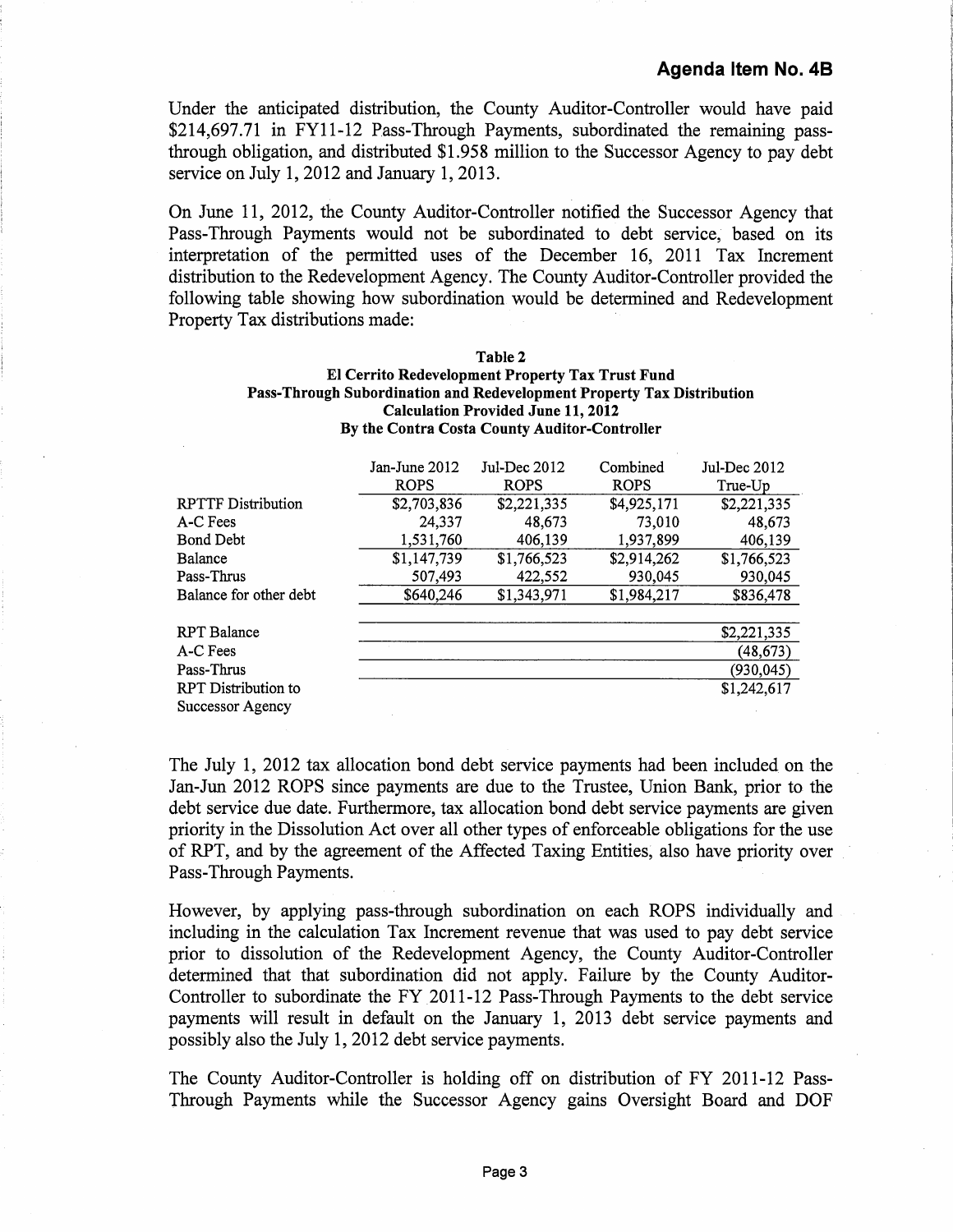**Agenda Item No. 4B**

Under the anticipated distribution, the County Auditor-Controller would have paid $214,697.71 in FY11-12 Pass-Through Payments, subordinated the remaining pass-through obligation, and distributed $1.958 million to the Successor Agency to pay debt service on July 1, 2012 and January 1, 2013.

On June 11, 2012, the County Auditor-Controller notified the Successor Agency that Pass-Through Payments would not be subordinated to debt service, based on its interpretation of the permitted uses of the December 16, 2011 Tax Increment distribution to the Redevelopment Agency. The County Auditor-Controller provided the following table showing how subordination would be determined and Redevelopment Property Tax distributions made:

**Table 2**
**El Cerrito Redevelopment Property Tax Trust Fund**
**Pass-Through Subordination and Redevelopment Property Tax Distribution**
**Calculation Provided June 11, 2012**
**By the Contra Costa County Auditor-Controller**

| | Jan-June 2012 ROPS | Jul-Dec 2012 ROPS | Combined ROPS | Jul-Dec 2012 True-Up |
|---|---|---|---|---|
| RPTTF Distribution | $2,703,836 | $2,221,335 | $4,925,171 | $2,221,335 |
| A-C Fees | 24,337 | 48,673 | 73,010 | 48,673 |
| Bond Debt | 1,531,760 | 406,139 | 1,937,899 | 406,139 |
| Balance | $1,147,739 | $1,766,523 | $2,914,262 | $1,766,523 |
| Pass-Thrus | 507,493 | 422,552 | 930,045 | 930,045 |
| Balance for other debt | $640,246 | $1,343,971 | $1,984,217 | $836,478 |
| | | | | |
| RPT Balance | | | | $2,221,335 |
| A-C Fees | | | | (48,673) |
| Pass-Thrus | | | | (930,045) |
| RPT Distribution to Successor Agency | | | | $1,242,617 |

The July 1, 2012 tax allocation bond debt service payments had been included on the Jan-Jun 2012 ROPS since payments are due to the Trustee, Union Bank, prior to the debt service due date. Furthermore, tax allocation bond debt service payments are given priority in the Dissolution Act over all other types of enforceable obligations for the use of RPT, and by the agreement of the Affected Taxing Entities, also have priority over Pass-Through Payments.

However, by applying pass-through subordination on each ROPS individually and including in the calculation Tax Increment revenue that was used to pay debt service prior to dissolution of the Redevelopment Agency, the County Auditor-Controller determined that that subordination did not apply. Failure by the County Auditor-Controller to subordinate the FY 2011-12 Pass-Through Payments to the debt service payments will result in default on the January 1, 2013 debt service payments and possibly also the July 1, 2012 debt service payments.

The County Auditor-Controller is holding off on distribution of FY 2011-12 Pass-Through Payments while the Successor Agency gains Oversight Board and DOF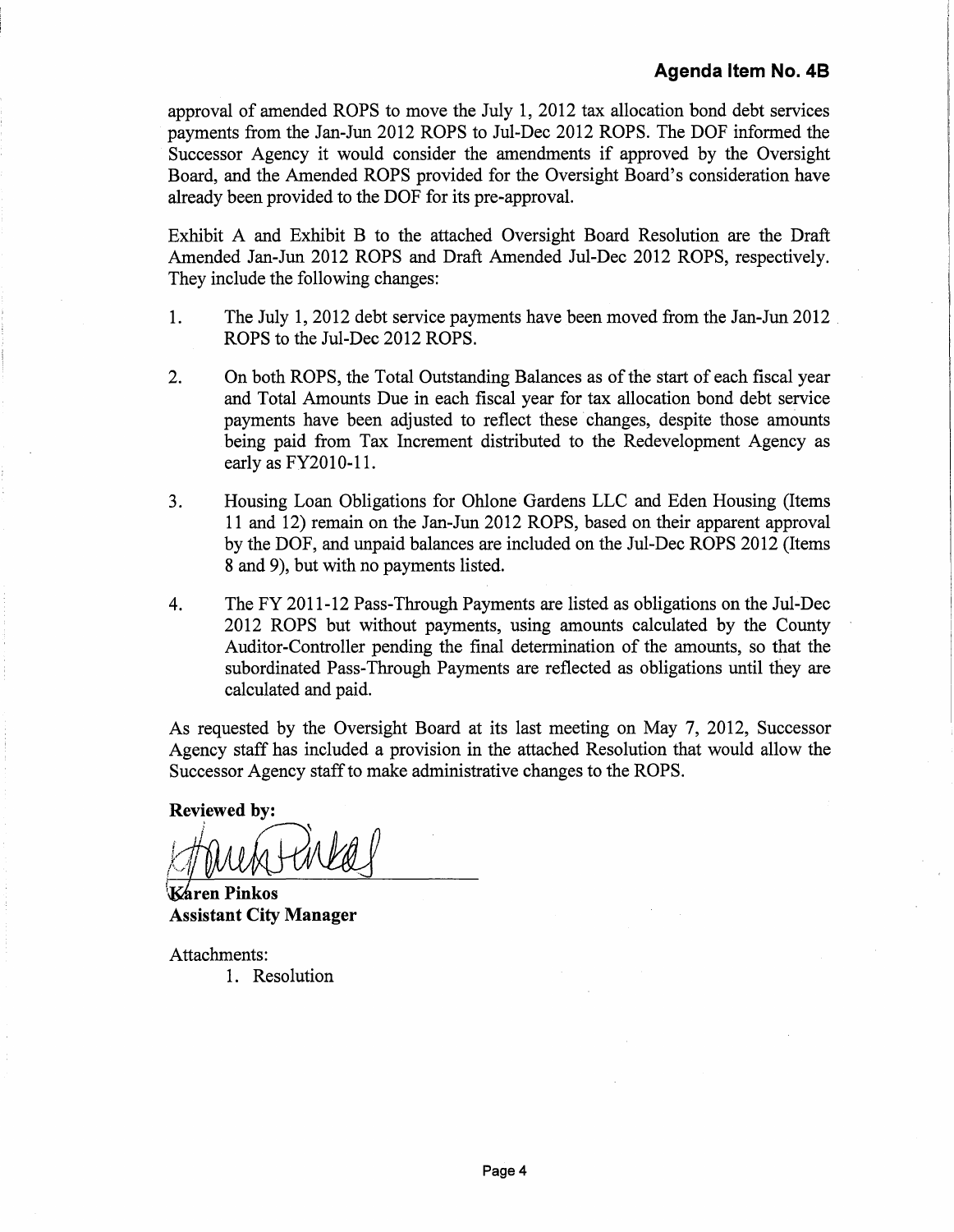approval of amended ROPS to move the July 1, 2012 tax allocation bond debt services payments from the Jan-Jun 2012 ROPS to Jul-Dec 2012 ROPS. The DOF informed the Successor Agency it would consider the amendments if approved by the Oversight Board, and the Amended ROPS provided for the Oversight Board's consideration have already been provided to the DOF for its pre-approval.

Exhibit A and Exhibit B to the attached Oversight Board Resolution are the Draft Amended Jan-Jun 2012 ROPS and Draft Amended Jul-Dec 2012 ROPS, respectively. They include the following changes:

1. The July 1, 2012 debt service payments have been moved from the Jan-Jun 2012 ROPS to the Jul-Dec 2012 ROPS.

2. On both ROPS, the Total Outstanding Balances as of the start of each fiscal year and Total Amounts Due in each fiscal year for tax allocation bond debt service payments have been adjusted to reflect these changes, despite those amounts being paid from Tax Increment distributed to the Redevelopment Agency as early as FY2010-11.

3. Housing Loan Obligations for Ohlone Gardens LLC and Eden Housing (Items 11 and 12) remain on the Jan-Jun 2012 ROPS, based on their apparent approval by the DOF, and unpaid balances are included on the Jul-Dec ROPS 2012 (Items 8 and 9), but with no payments listed.

4. The FY 2011-12 Pass-Through Payments are listed as obligations on the Jul-Dec 2012 ROPS but without payments, using amounts calculated by the County Auditor-Controller pending the final determination of the amounts, so that the subordinated Pass-Through Payments are reflected as obligations until they are calculated and paid.

As requested by the Oversight Board at its last meeting on May 7, 2012, Successor Agency staff has included a provision in the attached Resolution that would allow the Successor Agency staff to make administrative changes to the ROPS.

**Reviewed by:**

**Karen Pinkos**
**Assistant City Manager**

Attachments:

1. Resolution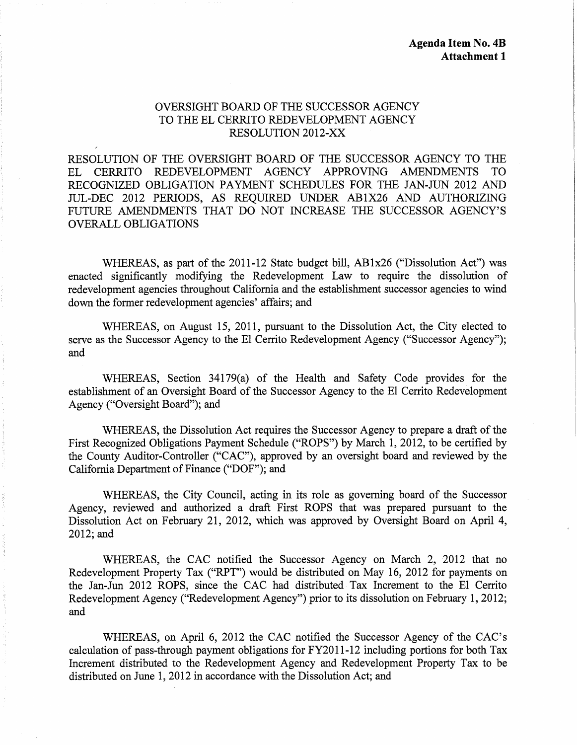**Agenda Item No. 4B**
**Attachment 1**

OVERSIGHT BOARD OF THE SUCCESSOR AGENCY
TO THE EL CERRITO REDEVELOPMENT AGENCY
RESOLUTION 2012-XX

RESOLUTION OF THE OVERSIGHT BOARD OF THE SUCCESSOR AGENCY TO THE EL CERRITO REDEVELOPMENT AGENCY APPROVING AMENDMENTS TO RECOGNIZED OBLIGATION PAYMENT SCHEDULES FOR THE JAN-JUN 2012 AND JUL-DEC 2012 PERIODS, AS REQUIRED UNDER AB1X26 AND AUTHORIZING FUTURE AMENDMENTS THAT DO NOT INCREASE THE SUCCESSOR AGENCY'S OVERALL OBLIGATIONS

WHEREAS, as part of the 2011-12 State budget bill, AB1x26 ("Dissolution Act") was enacted significantly modifying the Redevelopment Law to require the dissolution of redevelopment agencies throughout California and the establishment successor agencies to wind down the former redevelopment agencies' affairs; and

WHEREAS, on August 15, 2011, pursuant to the Dissolution Act, the City elected to serve as the Successor Agency to the El Cerrito Redevelopment Agency ("Successor Agency"); and

WHEREAS, Section 34179(a) of the Health and Safety Code provides for the establishment of an Oversight Board of the Successor Agency to the El Cerrito Redevelopment Agency ("Oversight Board"); and

WHEREAS, the Dissolution Act requires the Successor Agency to prepare a draft of the First Recognized Obligations Payment Schedule ("ROPS") by March 1, 2012, to be certified by the County Auditor-Controller ("CAC"), approved by an oversight board and reviewed by the California Department of Finance ("DOF"); and

WHEREAS, the City Council, acting in its role as governing board of the Successor Agency, reviewed and authorized a draft First ROPS that was prepared pursuant to the Dissolution Act on February 21, 2012, which was approved by Oversight Board on April 4, 2012; and

WHEREAS, the CAC notified the Successor Agency on March 2, 2012 that no Redevelopment Property Tax ("RPT") would be distributed on May 16, 2012 for payments on the Jan-Jun 2012 ROPS, since the CAC had distributed Tax Increment to the El Cerrito Redevelopment Agency ("Redevelopment Agency") prior to its dissolution on February 1, 2012; and

WHEREAS, on April 6, 2012 the CAC notified the Successor Agency of the CAC's calculation of pass-through payment obligations for FY2011-12 including portions for both Tax Increment distributed to the Redevelopment Agency and Redevelopment Property Tax to be distributed on June 1, 2012 in accordance with the Dissolution Act; and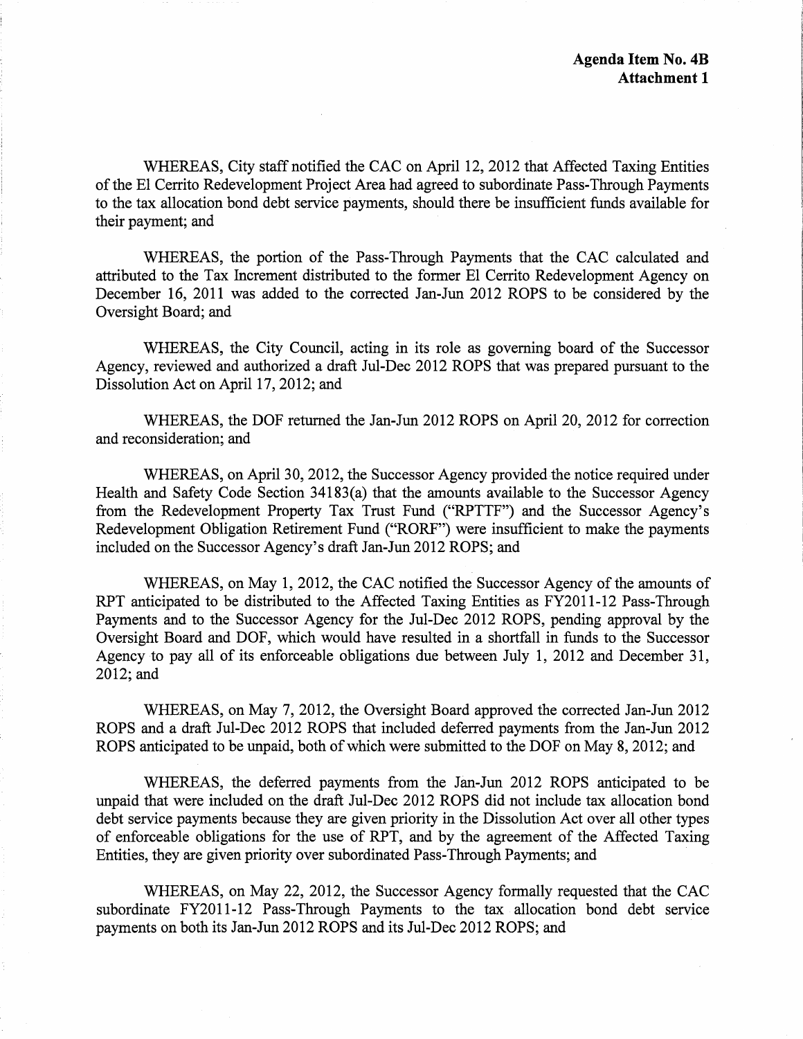**Agenda Item No. 4B**
**Attachment 1**

WHEREAS, City staff notified the CAC on April 12, 2012 that Affected Taxing Entities of the El Cerrito Redevelopment Project Area had agreed to subordinate Pass-Through Payments to the tax allocation bond debt service payments, should there be insufficient funds available for their payment; and

WHEREAS, the portion of the Pass-Through Payments that the CAC calculated and attributed to the Tax Increment distributed to the former El Cerrito Redevelopment Agency on December 16, 2011 was added to the corrected Jan-Jun 2012 ROPS to be considered by the Oversight Board; and

WHEREAS, the City Council, acting in its role as governing board of the Successor Agency, reviewed and authorized a draft Jul-Dec 2012 ROPS that was prepared pursuant to the Dissolution Act on April 17, 2012; and

WHEREAS, the DOF returned the Jan-Jun 2012 ROPS on April 20, 2012 for correction and reconsideration; and

WHEREAS, on April 30, 2012, the Successor Agency provided the notice required under Health and Safety Code Section 34183(a) that the amounts available to the Successor Agency from the Redevelopment Property Tax Trust Fund ("RPTTF") and the Successor Agency's Redevelopment Obligation Retirement Fund ("RORF") were insufficient to make the payments included on the Successor Agency's draft Jan-Jun 2012 ROPS; and

WHEREAS, on May 1, 2012, the CAC notified the Successor Agency of the amounts of RPT anticipated to be distributed to the Affected Taxing Entities as FY2011-12 Pass-Through Payments and to the Successor Agency for the Jul-Dec 2012 ROPS, pending approval by the Oversight Board and DOF, which would have resulted in a shortfall in funds to the Successor Agency to pay all of its enforceable obligations due between July 1, 2012 and December 31, 2012; and

WHEREAS, on May 7, 2012, the Oversight Board approved the corrected Jan-Jun 2012 ROPS and a draft Jul-Dec 2012 ROPS that included deferred payments from the Jan-Jun 2012 ROPS anticipated to be unpaid, both of which were submitted to the DOF on May 8, 2012; and

WHEREAS, the deferred payments from the Jan-Jun 2012 ROPS anticipated to be unpaid that were included on the draft Jul-Dec 2012 ROPS did not include tax allocation bond debt service payments because they are given priority in the Dissolution Act over all other types of enforceable obligations for the use of RPT, and by the agreement of the Affected Taxing Entities, they are given priority over subordinated Pass-Through Payments; and

WHEREAS, on May 22, 2012, the Successor Agency formally requested that the CAC subordinate FY2011-12 Pass-Through Payments to the tax allocation bond debt service payments on both its Jan-Jun 2012 ROPS and its Jul-Dec 2012 ROPS; and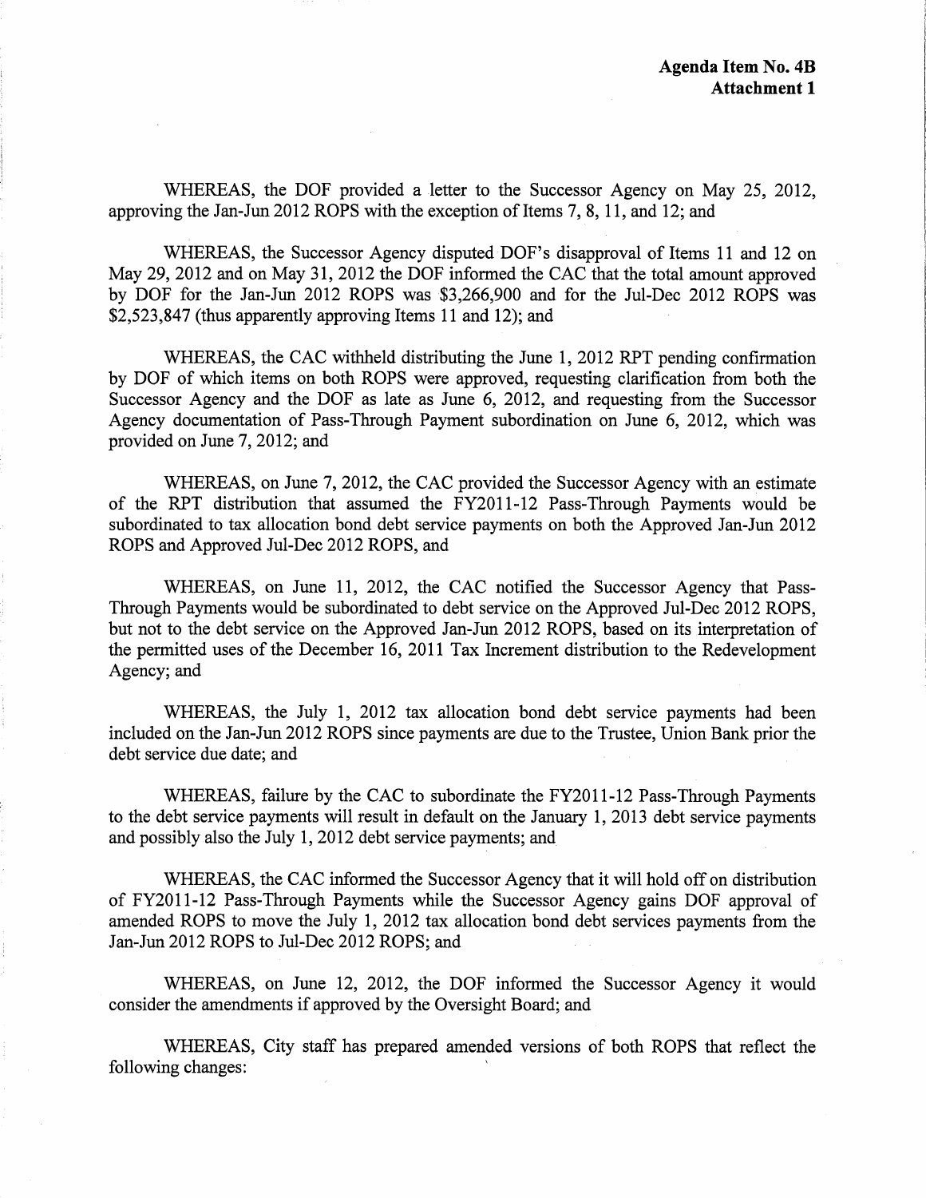**Agenda Item No. 4B**
**Attachment 1**

WHEREAS, the DOF provided a letter to the Successor Agency on May 25, 2012, approving the Jan-Jun 2012 ROPS with the exception of Items 7, 8, 11, and 12; and

WHEREAS, the Successor Agency disputed DOF's disapproval of Items 11 and 12 on May 29, 2012 and on May 31, 2012 the DOF informed the CAC that the total amount approved by DOF for the Jan-Jun 2012 ROPS was $3,266,900 and for the Jul-Dec 2012 ROPS was $2,523,847 (thus apparently approving Items 11 and 12); and

WHEREAS, the CAC withheld distributing the June 1, 2012 RPT pending confirmation by DOF of which items on both ROPS were approved, requesting clarification from both the Successor Agency and the DOF as late as June 6, 2012, and requesting from the Successor Agency documentation of Pass-Through Payment subordination on June 6, 2012, which was provided on June 7, 2012; and

WHEREAS, on June 7, 2012, the CAC provided the Successor Agency with an estimate of the RPT distribution that assumed the FY2011-12 Pass-Through Payments would be subordinated to tax allocation bond debt service payments on both the Approved Jan-Jun 2012 ROPS and Approved Jul-Dec 2012 ROPS, and

WHEREAS, on June 11, 2012, the CAC notified the Successor Agency that Pass-Through Payments would be subordinated to debt service on the Approved Jul-Dec 2012 ROPS, but not to the debt service on the Approved Jan-Jun 2012 ROPS, based on its interpretation of the permitted uses of the December 16, 2011 Tax Increment distribution to the Redevelopment Agency; and

WHEREAS, the July 1, 2012 tax allocation bond debt service payments had been included on the Jan-Jun 2012 ROPS since payments are due to the Trustee, Union Bank prior the debt service due date; and

WHEREAS, failure by the CAC to subordinate the FY2011-12 Pass-Through Payments to the debt service payments will result in default on the January 1, 2013 debt service payments and possibly also the July 1, 2012 debt service payments; and

WHEREAS, the CAC informed the Successor Agency that it will hold off on distribution of FY2011-12 Pass-Through Payments while the Successor Agency gains DOF approval of amended ROPS to move the July 1, 2012 tax allocation bond debt services payments from the Jan-Jun 2012 ROPS to Jul-Dec 2012 ROPS; and

WHEREAS, on June 12, 2012, the DOF informed the Successor Agency it would consider the amendments if approved by the Oversight Board; and

WHEREAS, City staff has prepared amended versions of both ROPS that reflect the following changes: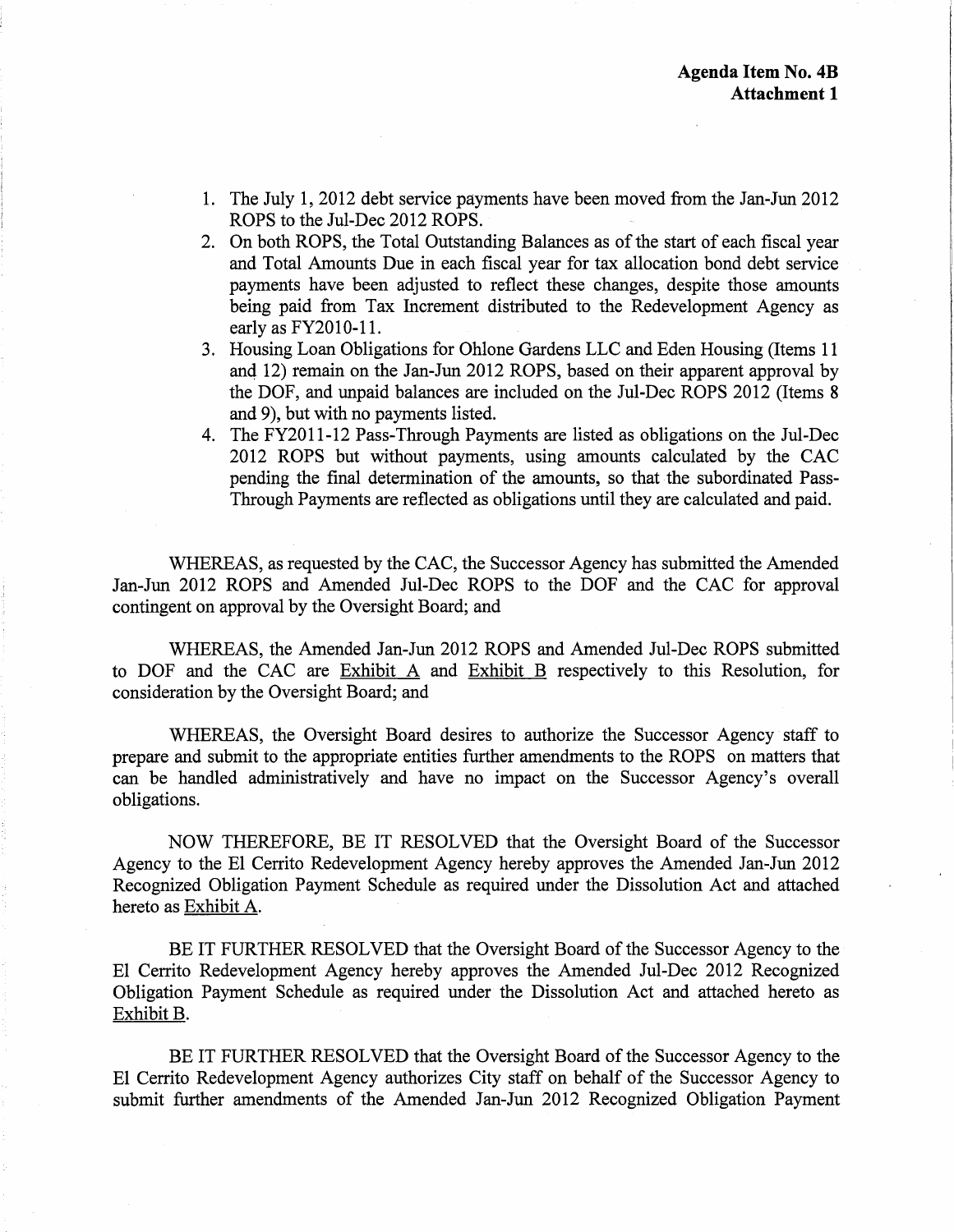**Agenda Item No. 4B**
**Attachment 1**

1. The July 1, 2012 debt service payments have been moved from the Jan-Jun 2012 ROPS to the Jul-Dec 2012 ROPS.
2. On both ROPS, the Total Outstanding Balances as of the start of each fiscal year and Total Amounts Due in each fiscal year for tax allocation bond debt service payments have been adjusted to reflect these changes, despite those amounts being paid from Tax Increment distributed to the Redevelopment Agency as early as FY2010-11.
3. Housing Loan Obligations for Ohlone Gardens LLC and Eden Housing (Items 11 and 12) remain on the Jan-Jun 2012 ROPS, based on their apparent approval by the DOF, and unpaid balances are included on the Jul-Dec ROPS 2012 (Items 8 and 9), but with no payments listed.
4. The FY2011-12 Pass-Through Payments are listed as obligations on the Jul-Dec 2012 ROPS but without payments, using amounts calculated by the CAC pending the final determination of the amounts, so that the subordinated Pass-Through Payments are reflected as obligations until they are calculated and paid.

WHEREAS, as requested by the CAC, the Successor Agency has submitted the Amended Jan-Jun 2012 ROPS and Amended Jul-Dec ROPS to the DOF and the CAC for approval contingent on approval by the Oversight Board; and

WHEREAS, the Amended Jan-Jun 2012 ROPS and Amended Jul-Dec ROPS submitted to DOF and the CAC are Exhibit A and Exhibit B respectively to this Resolution, for consideration by the Oversight Board; and

WHEREAS, the Oversight Board desires to authorize the Successor Agency staff to prepare and submit to the appropriate entities further amendments to the ROPS on matters that can be handled administratively and have no impact on the Successor Agency's overall obligations.

NOW THEREFORE, BE IT RESOLVED that the Oversight Board of the Successor Agency to the El Cerrito Redevelopment Agency hereby approves the Amended Jan-Jun 2012 Recognized Obligation Payment Schedule as required under the Dissolution Act and attached hereto as Exhibit A.

BE IT FURTHER RESOLVED that the Oversight Board of the Successor Agency to the El Cerrito Redevelopment Agency hereby approves the Amended Jul-Dec 2012 Recognized Obligation Payment Schedule as required under the Dissolution Act and attached hereto as Exhibit B.

BE IT FURTHER RESOLVED that the Oversight Board of the Successor Agency to the El Cerrito Redevelopment Agency authorizes City staff on behalf of the Successor Agency to submit further amendments of the Amended Jan-Jun 2012 Recognized Obligation Payment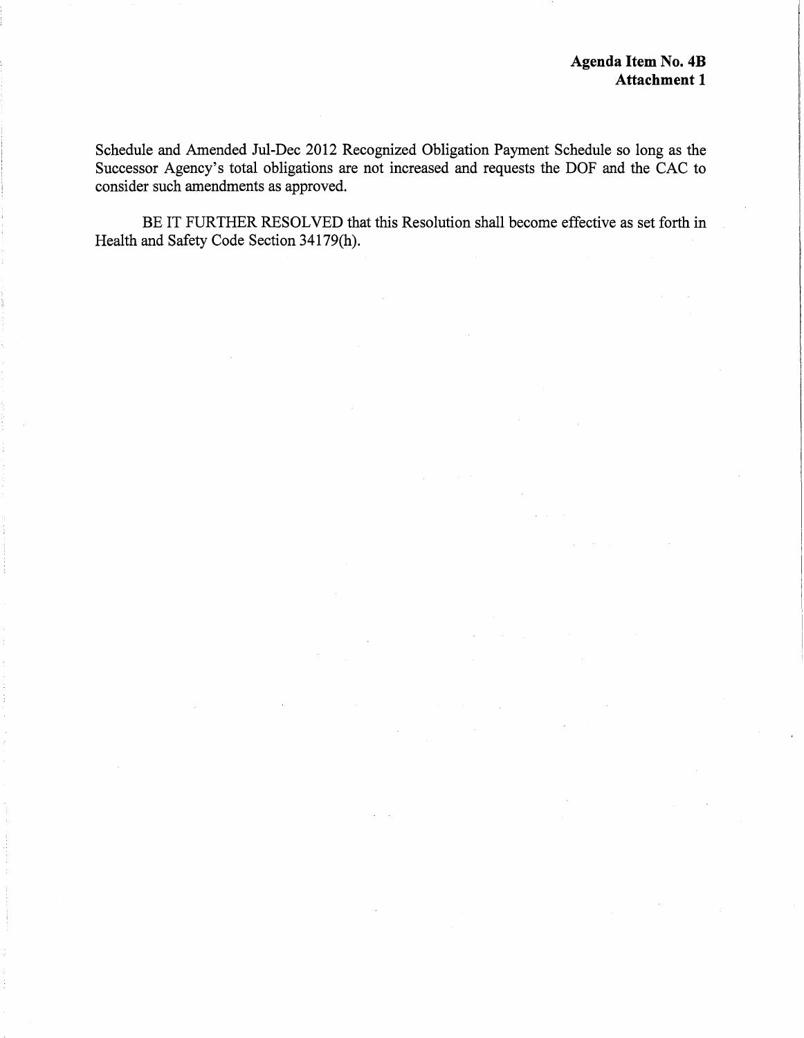Schedule and Amended Jul-Dec 2012 Recognized Obligation Payment Schedule so long as the Successor Agency's total obligations are not increased and requests the DOF and the CAC to consider such amendments as approved.

BE IT FURTHER RESOLVED that this Resolution shall become effective as set forth in Health and Safety Code Section 34179(h).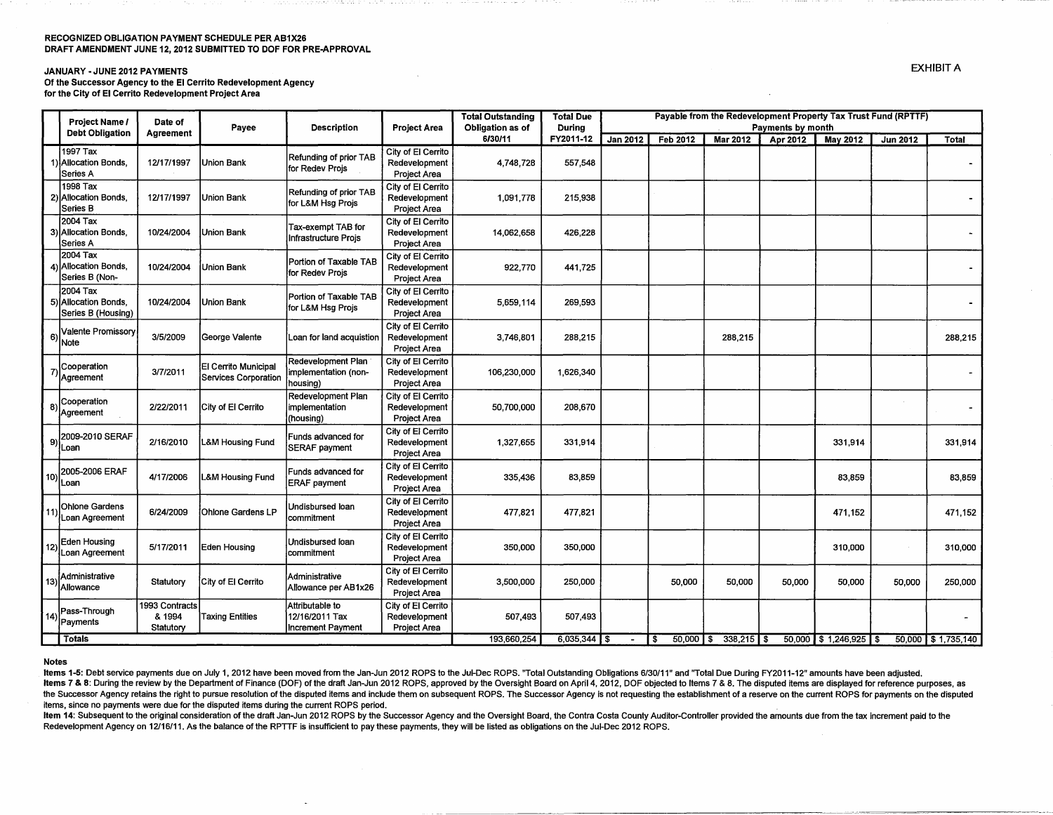**RECOGNIZED OBLIGATION PAYMENT SCHEDULE PER AB1X26**
**DRAFT AMENDMENT JUNE 12, 2012 SUBMITTED TO DOF FOR PRE-APPROVAL**

EXHIBIT A

**JANUARY - JUNE 2012 PAYMENTS**
**Of the Successor Agency to the El Cerrito Redevelopment Agency**
**for the City of El Cerrito Redevelopment Project Area**

| | Project Name / Debt Obligation | Date of Agreement | Payee | Description | Project Area | Total Outstanding Obligation as of 6/30/11 | Total Due During FY2011-12 | Payable from the Redevelopment Property Tax Trust Fund (RPTTF) Payments by month | | | | | | |
|---|---|---|---|---|---|---|---|---|---|---|---|---|---|---|
| | | | | | | | | Jan 2012 | Feb 2012 | Mar 2012 | Apr 2012 | May 2012 | Jun 2012 | Total |
| 1) | 1997 Tax Allocation Bonds, Series A | 12/17/1997 | Union Bank | Refunding of prior TAB for Redev Projs | City of El Cerrito Redevelopment Project Area | 4,748,728 | 557,548 | | | | | | | - |
| 2) | 1998 Tax Allocation Bonds, Series B | 12/17/1997 | Union Bank | Refunding of prior TAB for L&M Hsg Projs | City of El Cerrito Redevelopment Project Area | 1,091,778 | 215,938 | | | | | | | - |
| 3) | 2004 Tax Allocation Bonds, Series A | 10/24/2004 | Union Bank | Tax-exempt TAB for Infrastructure Projs | City of El Cerrito Redevelopment Project Area | 14,062,658 | 426,228 | | | | | | | - |
| 4) | 2004 Tax Allocation Bonds, Series B (Non- | 10/24/2004 | Union Bank | Portion of Taxable TAB for Redev Projs | City of El Cerrito Redevelopment Project Area | 922,770 | 441,725 | | | | | | | - |
| 5) | 2004 Tax Allocation Bonds, Series B (Housing) | 10/24/2004 | Union Bank | Portion of Taxable TAB for L&M Hsg Projs | City of El Cerrito Redevelopment Project Area | 5,659,114 | 269,593 | | | | | | | - |
| 6) | Valente Promissory Note | 3/5/2009 | George Valente | Loan for land acquistion | City of El Cerrito Redevelopment Project Area | 3,746,801 | 288,215 | | | 288,215 | | | | 288,215 |
| 7) | Cooperation Agreement | 3/7/2011 | El Cerrito Municipal Services Corporation | Redevelopment Plan implementation (non-housing) | City of El Cerrito Redevelopment Project Area | 106,230,000 | 1,626,340 | | | | | | | - |
| 8) | Cooperation Agreement | 2/22/2011 | City of El Cerrito | Redevelopment Plan implementation (housing) | City of El Cerrito Redevelopment Project Area | 50,700,000 | 208,670 | | | | | | | - |
| 9) | 2009-2010 SERAF Loan | 2/16/2010 | L&M Housing Fund | Funds advanced for SERAF payment | City of El Cerrito Redevelopment Project Area | 1,327,655 | 331,914 | | | | | 331,914 | | 331,914 |
| 10) | 2005-2006 ERAF Loan | 4/17/2006 | L&M Housing Fund | Funds advanced for ERAF payment | City of El Cerrito Redevelopment Project Area | 335,436 | 83,859 | | | | | 83,859 | | 83,859 |
| 11) | Ohlone Gardens Loan Agreement | 6/24/2009 | Ohlone Gardens LP | Undisbursed loan commitment | City of El Cerrito Redevelopment Project Area | 477,821 | 477,821 | | | | | 471,152 | | 471,152 |
| 12) | Eden Housing Loan Agreement | 5/17/2011 | Eden Housing | Undisbursed loan commitment | City of El Cerrito Redevelopment Project Area | 350,000 | 350,000 | | | | | 310,000 | | 310,000 |
| 13) | Administrative Allowance | Statutory | City of El Cerrito | Administrative Allowance per AB1x26 | City of El Cerrito Redevelopment Project Area | 3,500,000 | 250,000 | | 50,000 | 50,000 | 50,000 | 50,000 | 50,000 | 250,000 |
| 14) | Pass-Through Payments | 1993 Contracts & 1994 Statutory | Taxing Entities | Attributable to 12/16/2011 Tax Increment Payment | City of El Cerrito Redevelopment Project Area | 507,493 | 507,493 | | | | | | | - |
| | **Totals** | | | | | 193,660,254 | 6,035,344 | $ - | $ 50,000 | $ 338,215 | $ 50,000 | $ 1,246,925 | $ 50,000 | $ 1,735,140 |

**Notes**

**Items 1-5:** Debt service payments due on July 1, 2012 have been moved from the Jan-Jun 2012 ROPS to the Jul-Dec ROPS. "Total Outstanding Obligations 6/30/11" and "Total Due During FY2011-12" amounts have been adjusted.

**Items 7 & 8:** During the review by the Department of Finance (DOF) of the draft Jan-Jun 2012 ROPS, approved by the Oversight Board on April 4, 2012, DOF objected to Items 7 & 8. The disputed items are displayed for reference purposes, as the Successor Agency retains the right to pursue resolution of the disputed items and include them on subsequent ROPS. The Successor Agency is not requesting the establishment of a reserve on the current ROPS for payments on the disputed items, since no payments were due for the disputed items during the current ROPS period.

**Item 14:** Subsequent to the original consideration of the draft Jan-Jun 2012 ROPS by the Successor Agency and the Oversight Board, the Contra Costa County Auditor-Controller provided the amounts due from the tax increment paid to the Redevelopment Agency on 12/16/11. As the balance of the RPTTF is insufficient to pay these payments, they will be listed as obligations on the Jul-Dec 2012 ROPS.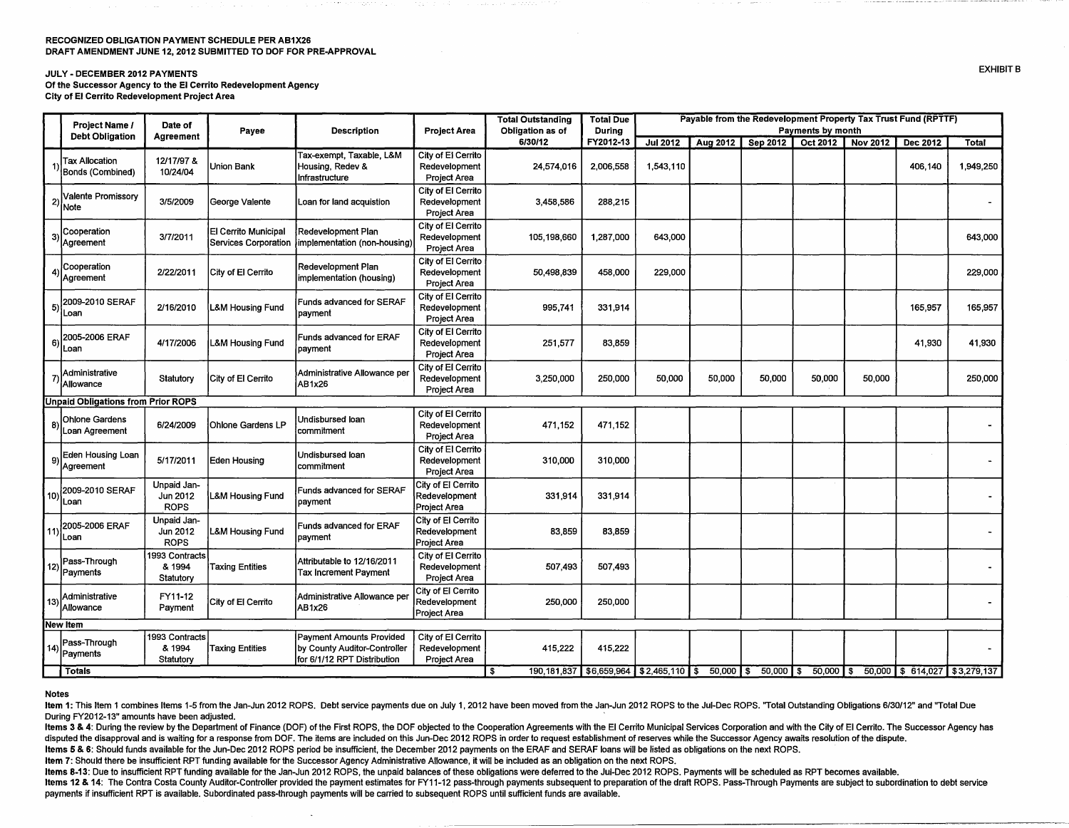**RECOGNIZED OBLIGATION PAYMENT SCHEDULE PER AB1X26**
**DRAFT AMENDMENT JUNE 12, 2012 SUBMITTED TO DOF FOR PRE-APPROVAL**

**EXHIBIT B**

**JULY - DECEMBER 2012 PAYMENTS**
**Of the Successor Agency to the El Cerrito Redevelopment Agency**
**City of El Cerrito Redevelopment Project Area**

| | Project Name / Debt Obligation | Date of Agreement | Payee | Description | Project Area | Total Outstanding Obligation as of 6/30/12 | Total Due During FY2012-13 | Payable from the Redevelopment Property Tax Trust Fund (RPTTF) Payments by month | | | | | | |
|---|---|---|---|---|---|---|---|---|---|---|---|---|---|---|
| | | | | | | | | Jul 2012 | Aug 2012 | Sep 2012 | Oct 2012 | Nov 2012 | Dec 2012 | Total |
| 1) | Tax Allocation Bonds (Combined) | 12/17/97 & 10/24/04 | Union Bank | Tax-exempt, Taxable, L&M Housing, Redev & Infrastructure | City of El Cerrito Redevelopment Project Area | 24,574,016 | 2,006,558 | 1,543,110 | | | | | 406,140 | 1,949,250 |
| 2) | Valente Promissory Note | 3/5/2009 | George Valente | Loan for land acquistion | City of El Cerrito Redevelopment Project Area | 3,458,586 | 288,215 | | | | | | | - |
| 3) | Cooperation Agreement | 3/7/2011 | El Cerrito Municipal Services Corporation | Redevelopment Plan implementation (non-housing) | City of El Cerrito Redevelopment Project Area | 105,198,660 | 1,287,000 | 643,000 | | | | | | 643,000 |
| 4) | Cooperation Agreement | 2/22/2011 | City of El Cerrito | Redevelopment Plan implementation (housing) | City of El Cerrito Redevelopment Project Area | 50,498,839 | 458,000 | 229,000 | | | | | | 229,000 |
| 5) | 2009-2010 SERAF Loan | 2/16/2010 | L&M Housing Fund | Funds advanced for SERAF payment | City of El Cerrito Redevelopment Project Area | 995,741 | 331,914 | | | | | | 165,957 | 165,957 |
| 6) | 2005-2006 ERAF Loan | 4/17/2006 | L&M Housing Fund | Funds advanced for ERAF payment | City of El Cerrito Redevelopment Project Area | 251,577 | 83,859 | | | | | | 41,930 | 41,930 |
| 7) | Administrative Allowance | Statutory | City of El Cerrito | Administrative Allowance per AB1x26 | City of El Cerrito Redevelopment Project Area | 3,250,000 | 250,000 | 50,000 | 50,000 | 50,000 | 50,000 | 50,000 | | 250,000 |
| **Unpaid Obligations from Prior ROPS** | | | | | | | | | | | | | | |
| 8) | Ohlone Gardens Loan Agreement | 6/24/2009 | Ohlone Gardens LP | Undisbursed loan commitment | City of El Cerrito Redevelopment Project Area | 471,152 | 471,152 | | | | | | | - |
| 9) | Eden Housing Loan Agreement | 5/17/2011 | Eden Housing | Undisbursed loan commitment | City of El Cerrito Redevelopment Project Area | 310,000 | 310,000 | | | | | | | - |
| 10) | 2009-2010 SERAF Loan | Unpaid Jan-Jun 2012 ROPS | L&M Housing Fund | Funds advanced for SERAF payment | City of El Cerrito Redevelopment Project Area | 331,914 | 331,914 | | | | | | | - |
| 11) | 2005-2006 ERAF Loan | Unpaid Jan-Jun 2012 ROPS | L&M Housing Fund | Funds advanced for ERAF payment | City of El Cerrito Redevelopment Project Area | 83,859 | 83,859 | | | | | | | - |
| 12) | Pass-Through Payments | 1993 Contracts & 1994 Statutory | Taxing Entities | Attributable to 12/16/2011 Tax Increment Payment | City of El Cerrito Redevelopment Project Area | 507,493 | 507,493 | | | | | | | - |
| 13) | Administrative Allowance | FY11-12 Payment | City of El Cerrito | Administrative Allowance per AB1x26 | City of El Cerrito Redevelopment Project Area | 250,000 | 250,000 | | | | | | | - |
| **New Item** | | | | | | | | | | | | | | |
| 14) | Pass-Through Payments | 1993 Contracts & 1994 Statutory | Taxing Entities | Payment Amounts Provided by County Auditor-Controller for 6/1/12 RPT Distribution | City of El Cerrito Redevelopment Project Area | 415,222 | 415,222 | | | | | | | - |
| | **Totals** | | | | | $ 190,181,837 | $6,659,964 | $2,465,110 | $ 50,000 | $ 50,000 | $ 50,000 | $ 50,000 | $ 614,027 | $3,279,137 |

**Notes**

**Item 1:** This Item 1 combines Items 1-5 from the Jan-Jun 2012 ROPS. Debt service payments due on July 1, 2012 have been moved from the Jan-Jun 2012 ROPS to the Jul-Dec ROPS. "Total Outstanding Obligations 6/30/12" and "Total Due During FY2012-13" amounts have been adjusted.

**Items 3 & 4:** During the review by the Department of Finance (DOF) of the First ROPS, the DOF objected to the Cooperation Agreements with the El Cerrito Municipal Services Corporation and with the City of El Cerrito. The Successor Agency has disputed the disapproval and is waiting for a response from DOF. The items are included on this Jun-Dec 2012 ROPS in order to request establishment of reserves while the Successor Agency awaits resolution of the dispute.

**Items 5 & 6:** Should funds available for the Jun-Dec 2012 ROPS period be insufficient, the December 2012 payments on the ERAF and SERAF loans will be listed as obligations on the next ROPS.

**Item 7:** Should there be insufficient RPT funding available for the Successor Agency Administrative Allowance, it will be included as an obligation on the next ROPS.

**Items 8-13:** Due to insufficient RPT funding available for the Jan-Jun 2012 ROPS, the unpaid balances of these obligations were deferred to the Jul-Dec 2012 ROPS. Payments will be scheduled as RPT becomes available.

**Items 12 & 14:** The Contra Costa County Auditor-Controller provided the payment estimates for FY11-12 pass-through payments subsequent to preparation of the draft ROPS. Pass-Through Payments are subject to subordination to debt service payments if insufficient RPT is available. Subordinated pass-through payments will be carried to subsequent ROPS until sufficient funds are available.